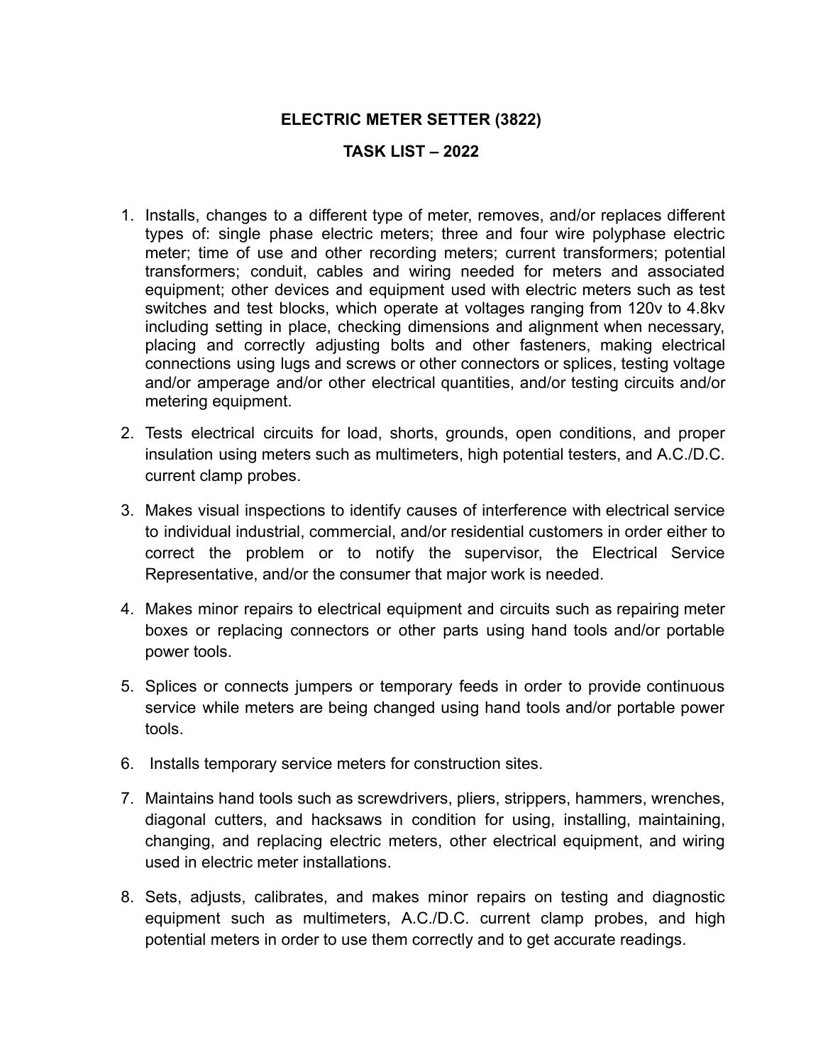# ELECTRIC METER SETTER (3822)

## TASK LIST – 2022

1. Installs, changes to a different type of meter, removes, and/or replaces different types of: single phase electric meters; three and four wire polyphase electric meter; time of use and other recording meters; current transformers; potential transformers; conduit, cables and wiring needed for meters and associated equipment; other devices and equipment used with electric meters such as test switches and test blocks, which operate at voltages ranging from 120v to 4.8kv including setting in place, checking dimensions and alignment when necessary, placing and correctly adjusting bolts and other fasteners, making electrical connections using lugs and screws or other connectors or splices, testing voltage and/or amperage and/or other electrical quantities, and/or testing circuits and/or metering equipment.

2. Tests electrical circuits for load, shorts, grounds, open conditions, and proper insulation using meters such as multimeters, high potential testers, and A.C./D.C. current clamp probes.

3. Makes visual inspections to identify causes of interference with electrical service to individual industrial, commercial, and/or residential customers in order either to correct the problem or to notify the supervisor, the Electrical Service Representative, and/or the consumer that major work is needed.

4. Makes minor repairs to electrical equipment and circuits such as repairing meter boxes or replacing connectors or other parts using hand tools and/or portable power tools.

5. Splices or connects jumpers or temporary feeds in order to provide continuous service while meters are being changed using hand tools and/or portable power tools.

6. Installs temporary service meters for construction sites.

7. Maintains hand tools such as screwdrivers, pliers, strippers, hammers, wrenches, diagonal cutters, and hacksaws in condition for using, installing, maintaining, changing, and replacing electric meters, other electrical equipment, and wiring used in electric meter installations.

8. Sets, adjusts, calibrates, and makes minor repairs on testing and diagnostic equipment such as multimeters, A.C./D.C. current clamp probes, and high potential meters in order to use them correctly and to get accurate readings.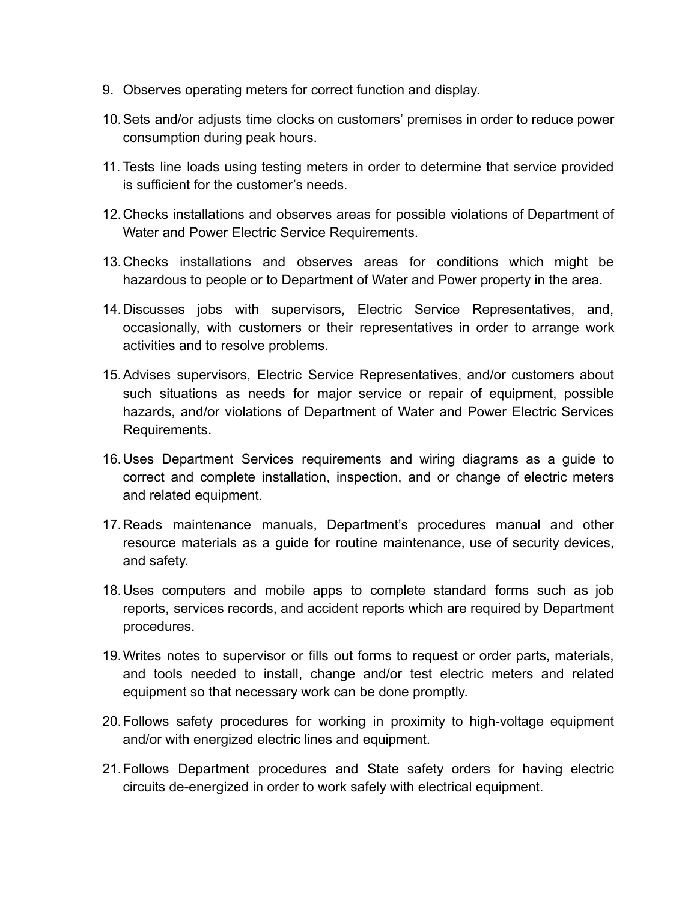9. Observes operating meters for correct function and display.
10. Sets and/or adjusts time clocks on customers' premises in order to reduce power consumption during peak hours.
11. Tests line loads using testing meters in order to determine that service provided is sufficient for the customer's needs.
12. Checks installations and observes areas for possible violations of Department of Water and Power Electric Service Requirements.
13. Checks installations and observes areas for conditions which might be hazardous to people or to Department of Water and Power property in the area.
14. Discusses jobs with supervisors, Electric Service Representatives, and, occasionally, with customers or their representatives in order to arrange work activities and to resolve problems.
15. Advises supervisors, Electric Service Representatives, and/or customers about such situations as needs for major service or repair of equipment, possible hazards, and/or violations of Department of Water and Power Electric Services Requirements.
16. Uses Department Services requirements and wiring diagrams as a guide to correct and complete installation, inspection, and or change of electric meters and related equipment.
17. Reads maintenance manuals, Department's procedures manual and other resource materials as a guide for routine maintenance, use of security devices, and safety.
18. Uses computers and mobile apps to complete standard forms such as job reports, services records, and accident reports which are required by Department procedures.
19. Writes notes to supervisor or fills out forms to request or order parts, materials, and tools needed to install, change and/or test electric meters and related equipment so that necessary work can be done promptly.
20. Follows safety procedures for working in proximity to high-voltage equipment and/or with energized electric lines and equipment.
21. Follows Department procedures and State safety orders for having electric circuits de-energized in order to work safely with electrical equipment.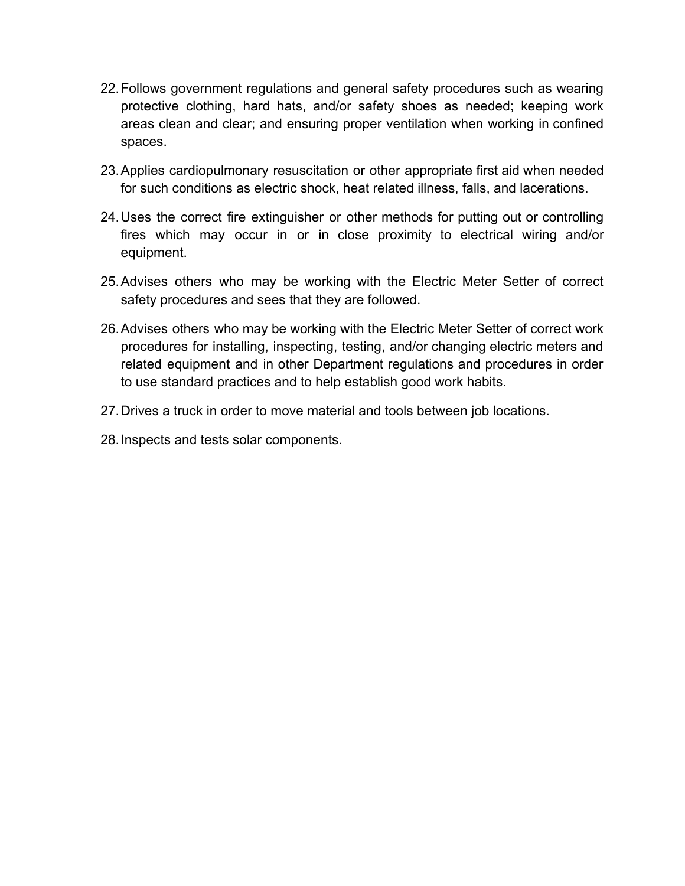22. Follows government regulations and general safety procedures such as wearing protective clothing, hard hats, and/or safety shoes as needed; keeping work areas clean and clear; and ensuring proper ventilation when working in confined spaces.

23. Applies cardiopulmonary resuscitation or other appropriate first aid when needed for such conditions as electric shock, heat related illness, falls, and lacerations.

24. Uses the correct fire extinguisher or other methods for putting out or controlling fires which may occur in or in close proximity to electrical wiring and/or equipment.

25. Advises others who may be working with the Electric Meter Setter of correct safety procedures and sees that they are followed.

26. Advises others who may be working with the Electric Meter Setter of correct work procedures for installing, inspecting, testing, and/or changing electric meters and related equipment and in other Department regulations and procedures in order to use standard practices and to help establish good work habits.

27. Drives a truck in order to move material and tools between job locations.

28. Inspects and tests solar components.